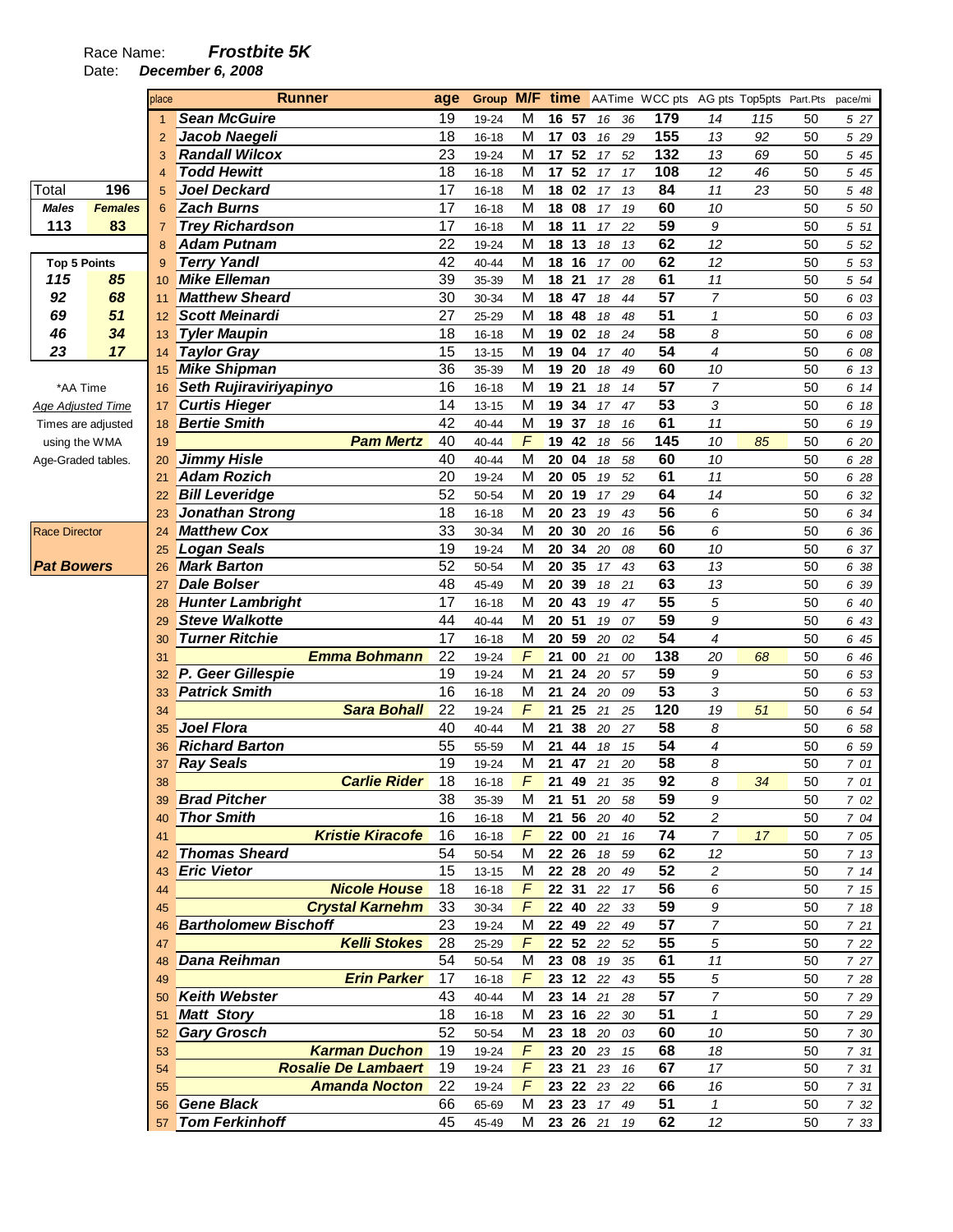Race Name: ***Frostbite 5K***

Date: ***December 6, 2008***

| Total | 196 |
|---|---|
| ***Males*** | ***Females*** |
| **113** | **83** |

| Top 5 Points | |
|---|---|
| ***115*** | ***85*** |
| ***92*** | ***68*** |
| ***69*** | ***51*** |
| ***46*** | ***34*** |
| ***23*** | ***17*** |

*AA Time

*Age Adjusted Time*

Times are adjusted using the WMA Age-Graded tables.

Race Director

***Pat Bowers***

| place | Runner | age | Group | M/F | time | | AATime | | WCC pts | AG pts | Top5pts | Part.Pts | pace/mi |
|---|---|---|---|---|---|---|---|---|---|---|---|---|---|
| 1 | **Sean McGuire** | 19 | 19-24 | M | 16 | 57 | 16 | 36 | 179 | 14 | 115 | 50 | 5 27 |
| 2 | **Jacob Naegeli** | 18 | 16-18 | M | 17 | 03 | 16 | 29 | 155 | 13 | 92 | 50 | 5 29 |
| 3 | **Randall Wilcox** | 23 | 19-24 | M | 17 | 52 | 17 | 52 | 132 | 13 | 69 | 50 | 5 45 |
| 4 | **Todd Hewitt** | 18 | 16-18 | M | 17 | 52 | 17 | 17 | 108 | 12 | 46 | 50 | 5 45 |
| 5 | **Joel Deckard** | 17 | 16-18 | M | 18 | 02 | 17 | 13 | 84 | 11 | 23 | 50 | 5 48 |
| 6 | **Zach Burns** | 17 | 16-18 | M | 18 | 08 | 17 | 19 | 60 | 10 | | 50 | 5 50 |
| 7 | **Trey Richardson** | 17 | 16-18 | M | 18 | 11 | 17 | 22 | 59 | 9 | | 50 | 5 51 |
| 8 | **Adam Putnam** | 22 | 19-24 | M | 18 | 13 | 18 | 13 | 62 | 12 | | 50 | 5 52 |
| 9 | **Terry Yandl** | 42 | 40-44 | M | 18 | 16 | 17 | 00 | 62 | 12 | | 50 | 5 53 |
| 10 | **Mike Elleman** | 39 | 35-39 | M | 18 | 21 | 17 | 28 | 61 | 11 | | 50 | 5 54 |
| 11 | **Matthew Sheard** | 30 | 30-34 | M | 18 | 47 | 18 | 44 | 57 | 7 | | 50 | 6 03 |
| 12 | **Scott Meinardi** | 27 | 25-29 | M | 18 | 48 | 18 | 48 | 51 | 1 | | 50 | 6 03 |
| 13 | **Tyler Maupin** | 18 | 16-18 | M | 19 | 02 | 18 | 24 | 58 | 8 | | 50 | 6 08 |
| 14 | **Taylor Gray** | 15 | 13-15 | M | 19 | 04 | 17 | 40 | 54 | 4 | | 50 | 6 08 |
| 15 | **Mike Shipman** | 36 | 35-39 | M | 19 | 20 | 18 | 49 | 60 | 10 | | 50 | 6 13 |
| 16 | **Seth Rujiraviriyapinyo** | 16 | 16-18 | M | 19 | 21 | 18 | 14 | 57 | 7 | | 50 | 6 14 |
| 17 | **Curtis Hieger** | 14 | 13-15 | M | 19 | 34 | 17 | 47 | 53 | 3 | | 50 | 6 18 |
| 18 | **Bertie Smith** | 42 | 40-44 | M | 19 | 37 | 18 | 16 | 61 | 11 | | 50 | 6 19 |
| 19 | **Pam Mertz** | 40 | 40-44 | F | 19 | 42 | 18 | 56 | 145 | 10 | 85 | 50 | 6 20 |
| 20 | **Jimmy Hisle** | 40 | 40-44 | M | 20 | 04 | 18 | 58 | 60 | 10 | | 50 | 6 28 |
| 21 | **Adam Rozich** | 20 | 19-24 | M | 20 | 05 | 19 | 52 | 61 | 11 | | 50 | 6 28 |
| 22 | **Bill Leveridge** | 52 | 50-54 | M | 20 | 19 | 17 | 29 | 64 | 14 | | 50 | 6 32 |
| 23 | **Jonathan Strong** | 18 | 16-18 | M | 20 | 23 | 19 | 43 | 56 | 6 | | 50 | 6 34 |
| 24 | **Matthew Cox** | 33 | 30-34 | M | 20 | 30 | 20 | 16 | 56 | 6 | | 50 | 6 36 |
| 25 | **Logan Seals** | 19 | 19-24 | M | 20 | 34 | 20 | 08 | 60 | 10 | | 50 | 6 37 |
| 26 | **Mark Barton** | 52 | 50-54 | M | 20 | 35 | 17 | 43 | 63 | 13 | | 50 | 6 38 |
| 27 | **Dale Bolser** | 48 | 45-49 | M | 20 | 39 | 18 | 21 | 63 | 13 | | 50 | 6 39 |
| 28 | **Hunter Lambright** | 17 | 16-18 | M | 20 | 43 | 19 | 47 | 55 | 5 | | 50 | 6 40 |
| 29 | **Steve Walkotte** | 44 | 40-44 | M | 20 | 51 | 19 | 07 | 59 | 9 | | 50 | 6 43 |
| 30 | **Turner Ritchie** | 17 | 16-18 | M | 20 | 59 | 20 | 02 | 54 | 4 | | 50 | 6 45 |
| 31 | **Emma Bohmann** | 22 | 19-24 | F | 21 | 00 | 21 | 00 | 138 | 20 | 68 | 50 | 6 46 |
| 32 | **P. Geer Gillespie** | 19 | 19-24 | M | 21 | 24 | 20 | 57 | 59 | 9 | | 50 | 6 53 |
| 33 | **Patrick Smith** | 16 | 16-18 | M | 21 | 24 | 20 | 09 | 53 | 3 | | 50 | 6 53 |
| 34 | **Sara Bohall** | 22 | 19-24 | F | 21 | 25 | 21 | 25 | 120 | 19 | 51 | 50 | 6 54 |
| 35 | **Joel Flora** | 40 | 40-44 | M | 21 | 38 | 20 | 27 | 58 | 8 | | 50 | 6 58 |
| 36 | **Richard Barton** | 55 | 55-59 | M | 21 | 44 | 18 | 15 | 54 | 4 | | 50 | 6 59 |
| 37 | **Ray Seals** | 19 | 19-24 | M | 21 | 47 | 21 | 20 | 58 | 8 | | 50 | 7 01 |
| 38 | **Carlie Rider** | 18 | 16-18 | F | 21 | 49 | 21 | 35 | 92 | 8 | 34 | 50 | 7 01 |
| 39 | **Brad Pitcher** | 38 | 35-39 | M | 21 | 51 | 20 | 58 | 59 | 9 | | 50 | 7 02 |
| 40 | **Thor Smith** | 16 | 16-18 | M | 21 | 56 | 20 | 40 | 52 | 2 | | 50 | 7 04 |
| 41 | **Kristie Kiracofe** | 16 | 16-18 | F | 22 | 00 | 21 | 16 | 74 | 7 | 17 | 50 | 7 05 |
| 42 | **Thomas Sheard** | 54 | 50-54 | M | 22 | 26 | 18 | 59 | 62 | 12 | | 50 | 7 13 |
| 43 | **Eric Vietor** | 15 | 13-15 | M | 22 | 28 | 20 | 49 | 52 | 2 | | 50 | 7 14 |
| 44 | **Nicole House** | 18 | 16-18 | F | 22 | 31 | 22 | 17 | 56 | 6 | | 50 | 7 15 |
| 45 | **Crystal Karnehm** | 33 | 30-34 | F | 22 | 40 | 22 | 33 | 59 | 9 | | 50 | 7 18 |
| 46 | **Bartholomew Bischoff** | 23 | 19-24 | M | 22 | 49 | 22 | 49 | 57 | 7 | | 50 | 7 21 |
| 47 | **Kelli Stokes** | 28 | 25-29 | F | 22 | 52 | 22 | 52 | 55 | 5 | | 50 | 7 22 |
| 48 | **Dana Reihman** | 54 | 50-54 | M | 23 | 08 | 19 | 35 | 61 | 11 | | 50 | 7 27 |
| 49 | **Erin Parker** | 17 | 16-18 | F | 23 | 12 | 22 | 43 | 55 | 5 | | 50 | 7 28 |
| 50 | **Keith Webster** | 43 | 40-44 | M | 23 | 14 | 21 | 28 | 57 | 7 | | 50 | 7 29 |
| 51 | **Matt Story** | 18 | 16-18 | M | 23 | 16 | 22 | 30 | 51 | 1 | | 50 | 7 29 |
| 52 | **Gary Grosch** | 52 | 50-54 | M | 23 | 18 | 20 | 03 | 60 | 10 | | 50 | 7 30 |
| 53 | **Karman Duchon** | 19 | 19-24 | F | 23 | 20 | 23 | 15 | 68 | 18 | | 50 | 7 31 |
| 54 | **Rosalie De Lambaert** | 19 | 19-24 | F | 23 | 21 | 23 | 16 | 67 | 17 | | 50 | 7 31 |
| 55 | **Amanda Nocton** | 22 | 19-24 | F | 23 | 22 | 23 | 22 | 66 | 16 | | 50 | 7 31 |
| 56 | **Gene Black** | 66 | 65-69 | M | 23 | 23 | 17 | 49 | 51 | 1 | | 50 | 7 32 |
| 57 | **Tom Ferkinhoff** | 45 | 45-49 | M | 23 | 26 | 21 | 19 | 62 | 12 | | 50 | 7 33 |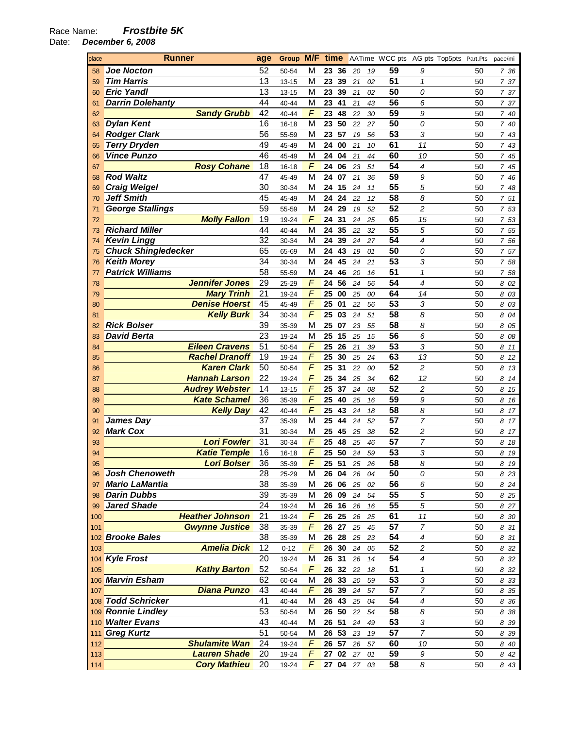Race Name: **Frostbite 5K**
Date: **December 6, 2008**

| place | Runner | age | Group | M/F | time | | AATime | | WCC pts | AG pts | Top5pts | Part.Pts | pace/mi |
|---|---|---|---|---|---|---|---|---|---|---|---|---|---|
| 58 | Joe Nocton | 52 | 50-54 | M | 23 | 36 | 20 | 19 | 59 | 9 | | 50 | 7 36 |
| 59 | Tim Harris | 13 | 13-15 | M | 23 | 39 | 21 | 02 | 51 | 1 | | 50 | 7 37 |
| 60 | Eric Yandl | 13 | 13-15 | M | 23 | 39 | 21 | 02 | 50 | 0 | | 50 | 7 37 |
| 61 | Darrin Dolehanty | 44 | 40-44 | M | 23 | 41 | 21 | 43 | 56 | 6 | | 50 | 7 37 |
| 62 | Sandy Grubb | 42 | 40-44 | F | 23 | 48 | 22 | 30 | 59 | 9 | | 50 | 7 40 |
| 63 | Dylan Kent | 16 | 16-18 | M | 23 | 50 | 22 | 27 | 50 | 0 | | 50 | 7 40 |
| 64 | Rodger Clark | 56 | 55-59 | M | 23 | 57 | 19 | 56 | 53 | 3 | | 50 | 7 43 |
| 65 | Terry Dryden | 49 | 45-49 | M | 24 | 00 | 21 | 10 | 61 | 11 | | 50 | 7 43 |
| 66 | Vince Punzo | 46 | 45-49 | M | 24 | 04 | 21 | 44 | 60 | 10 | | 50 | 7 45 |
| 67 | Rosy Cohane | 18 | 16-18 | F | 24 | 06 | 23 | 51 | 54 | 4 | | 50 | 7 45 |
| 68 | Rod Waltz | 47 | 45-49 | M | 24 | 07 | 21 | 36 | 59 | 9 | | 50 | 7 46 |
| 69 | Craig Weigel | 30 | 30-34 | M | 24 | 15 | 24 | 11 | 55 | 5 | | 50 | 7 48 |
| 70 | Jeff Smith | 45 | 45-49 | M | 24 | 24 | 22 | 12 | 58 | 8 | | 50 | 7 51 |
| 71 | George Stallings | 59 | 55-59 | M | 24 | 29 | 19 | 52 | 52 | 2 | | 50 | 7 53 |
| 72 | Molly Fallon | 19 | 19-24 | F | 24 | 31 | 24 | 25 | 65 | 15 | | 50 | 7 53 |
| 73 | Richard Miller | 44 | 40-44 | M | 24 | 35 | 22 | 32 | 55 | 5 | | 50 | 7 55 |
| 74 | Kevin Lingg | 32 | 30-34 | M | 24 | 39 | 24 | 27 | 54 | 4 | | 50 | 7 56 |
| 75 | Chuck Shingledecker | 65 | 65-69 | M | 24 | 43 | 19 | 01 | 50 | 0 | | 50 | 7 57 |
| 76 | Keith Morey | 34 | 30-34 | M | 24 | 45 | 24 | 21 | 53 | 3 | | 50 | 7 58 |
| 77 | Patrick Williams | 58 | 55-59 | M | 24 | 46 | 20 | 16 | 51 | 1 | | 50 | 7 58 |
| 78 | Jennifer Jones | 29 | 25-29 | F | 24 | 56 | 24 | 56 | 54 | 4 | | 50 | 8 02 |
| 79 | Mary Trinh | 21 | 19-24 | F | 25 | 00 | 25 | 00 | 64 | 14 | | 50 | 8 03 |
| 80 | Denise Hoerst | 45 | 45-49 | F | 25 | 01 | 22 | 56 | 53 | 3 | | 50 | 8 03 |
| 81 | Kelly Burk | 34 | 30-34 | F | 25 | 03 | 24 | 51 | 58 | 8 | | 50 | 8 04 |
| 82 | Rick Bolser | 39 | 35-39 | M | 25 | 07 | 23 | 55 | 58 | 8 | | 50 | 8 05 |
| 83 | David Berta | 23 | 19-24 | M | 25 | 15 | 25 | 15 | 56 | 6 | | 50 | 8 08 |
| 84 | Eileen Cravens | 51 | 50-54 | F | 25 | 26 | 21 | 39 | 53 | 3 | | 50 | 8 11 |
| 85 | Rachel Dranoff | 19 | 19-24 | F | 25 | 30 | 25 | 24 | 63 | 13 | | 50 | 8 12 |
| 86 | Karen Clark | 50 | 50-54 | F | 25 | 31 | 22 | 00 | 52 | 2 | | 50 | 8 13 |
| 87 | Hannah Larson | 22 | 19-24 | F | 25 | 34 | 25 | 34 | 62 | 12 | | 50 | 8 14 |
| 88 | Audrey Webster | 14 | 13-15 | F | 25 | 37 | 24 | 08 | 52 | 2 | | 50 | 8 15 |
| 89 | Kate Schamel | 36 | 35-39 | F | 25 | 40 | 25 | 16 | 59 | 9 | | 50 | 8 16 |
| 90 | Kelly Day | 42 | 40-44 | F | 25 | 43 | 24 | 18 | 58 | 8 | | 50 | 8 17 |
| 91 | James Day | 37 | 35-39 | M | 25 | 44 | 24 | 52 | 57 | 7 | | 50 | 8 17 |
| 92 | Mark Cox | 31 | 30-34 | M | 25 | 45 | 25 | 38 | 52 | 2 | | 50 | 8 17 |
| 93 | Lori Fowler | 31 | 30-34 | F | 25 | 48 | 25 | 46 | 57 | 7 | | 50 | 8 18 |
| 94 | Katie Temple | 16 | 16-18 | F | 25 | 50 | 24 | 59 | 53 | 3 | | 50 | 8 19 |
| 95 | Lori Bolser | 36 | 35-39 | F | 25 | 51 | 25 | 26 | 58 | 8 | | 50 | 8 19 |
| 96 | Josh Chenoweth | 28 | 25-29 | M | 26 | 04 | 26 | 04 | 50 | 0 | | 50 | 8 23 |
| 97 | Mario LaMantia | 38 | 35-39 | M | 26 | 06 | 25 | 02 | 56 | 6 | | 50 | 8 24 |
| 98 | Darin Dubbs | 39 | 35-39 | M | 26 | 09 | 24 | 54 | 55 | 5 | | 50 | 8 25 |
| 99 | Jared Shade | 24 | 19-24 | M | 26 | 16 | 26 | 16 | 55 | 5 | | 50 | 8 27 |
| 100 | Heather Johnson | 21 | 19-24 | F | 26 | 25 | 26 | 25 | 61 | 11 | | 50 | 8 30 |
| 101 | Gwynne Justice | 38 | 35-39 | F | 26 | 27 | 25 | 45 | 57 | 7 | | 50 | 8 31 |
| 102 | Brooke Bales | 38 | 35-39 | M | 26 | 28 | 25 | 23 | 54 | 4 | | 50 | 8 31 |
| 103 | Amelia Dick | 12 | 0-12 | F | 26 | 30 | 24 | 05 | 52 | 2 | | 50 | 8 32 |
| 104 | Kyle Frost | 20 | 19-24 | M | 26 | 31 | 26 | 14 | 54 | 4 | | 50 | 8 32 |
| 105 | Kathy Barton | 52 | 50-54 | F | 26 | 32 | 22 | 18 | 51 | 1 | | 50 | 8 32 |
| 106 | Marvin Esham | 62 | 60-64 | M | 26 | 33 | 20 | 59 | 53 | 3 | | 50 | 8 33 |
| 107 | Diana Punzo | 43 | 40-44 | F | 26 | 39 | 24 | 57 | 57 | 7 | | 50 | 8 35 |
| 108 | Todd Schricker | 41 | 40-44 | M | 26 | 43 | 25 | 04 | 54 | 4 | | 50 | 8 36 |
| 109 | Ronnie Lindley | 53 | 50-54 | M | 26 | 50 | 22 | 54 | 58 | 8 | | 50 | 8 38 |
| 110 | Walter Evans | 43 | 40-44 | M | 26 | 51 | 24 | 49 | 53 | 3 | | 50 | 8 39 |
| 111 | Greg Kurtz | 51 | 50-54 | M | 26 | 53 | 23 | 19 | 57 | 7 | | 50 | 8 39 |
| 112 | Shulamite Wan | 24 | 19-24 | F | 26 | 57 | 26 | 57 | 60 | 10 | | 50 | 8 40 |
| 113 | Lauren Shade | 20 | 19-24 | F | 27 | 02 | 27 | 01 | 59 | 9 | | 50 | 8 42 |
| 114 | Cory Mathieu | 20 | 19-24 | F | 27 | 04 | 27 | 03 | 58 | 8 | | 50 | 8 43 |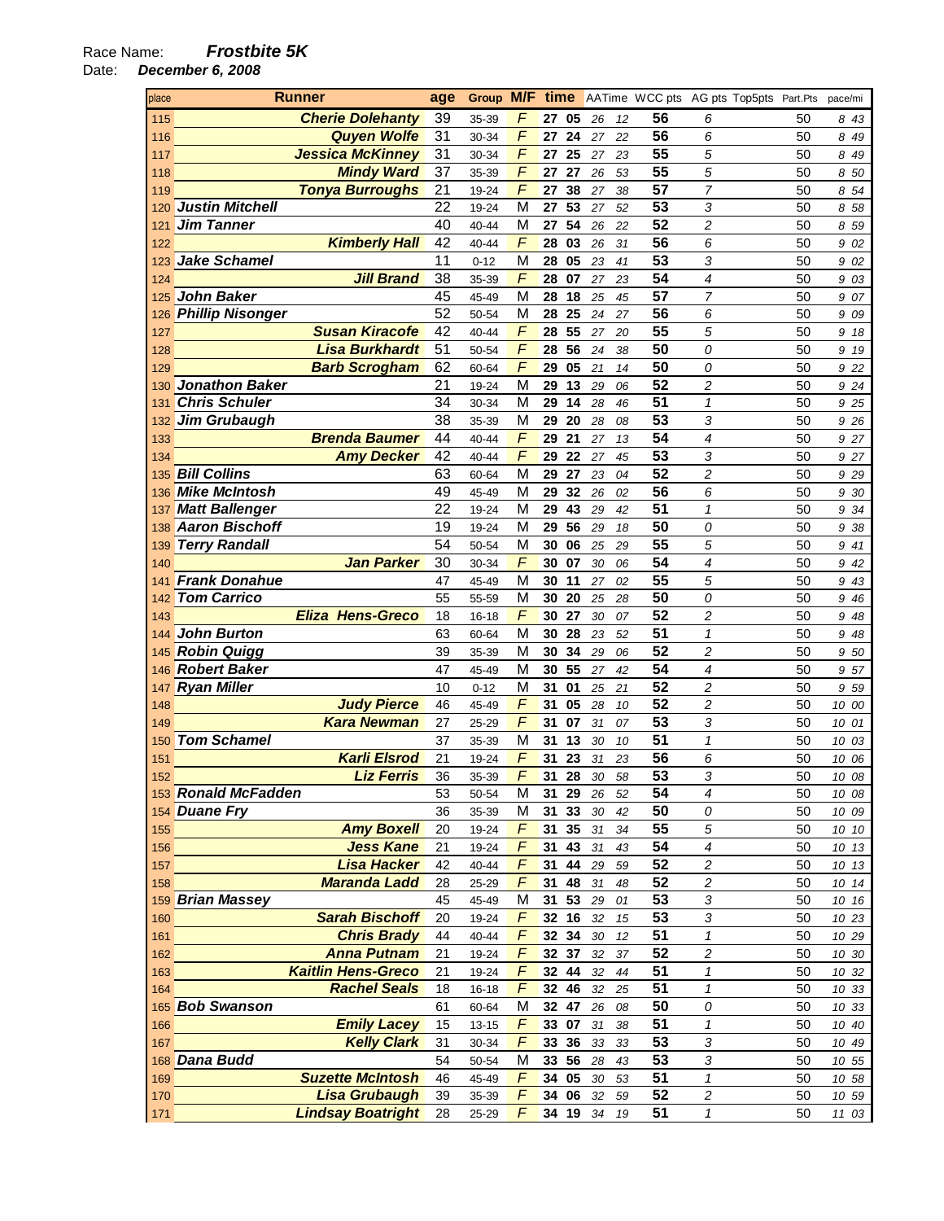Race Name: ***Frostbite 5K***

Date: ***December 6, 2008***

| place | Runner | age | Group | M/F | time | | AATime | | WCC pts | AG pts | Top5pts | Part.Pts | pace/mi |
|---|---|---|---|---|---|---|---|---|---|---|---|---|---|
| 115 | Cherie Dolehanty | 39 | 35-39 | F | 27 | 05 | 26 | 12 | 56 | 6 | | 50 | 8 43 |
| 116 | Quyen Wolfe | 31 | 30-34 | F | 27 | 24 | 27 | 22 | 56 | 6 | | 50 | 8 49 |
| 117 | Jessica McKinney | 31 | 30-34 | F | 27 | 25 | 27 | 23 | 55 | 5 | | 50 | 8 49 |
| 118 | Mindy Ward | 37 | 35-39 | F | 27 | 27 | 26 | 53 | 55 | 5 | | 50 | 8 50 |
| 119 | Tonya Burroughs | 21 | 19-24 | F | 27 | 38 | 27 | 38 | 57 | 7 | | 50 | 8 54 |
| 120 | Justin Mitchell | 22 | 19-24 | M | 27 | 53 | 27 | 52 | 53 | 3 | | 50 | 8 58 |
| 121 | Jim Tanner | 40 | 40-44 | M | 27 | 54 | 26 | 22 | 52 | 2 | | 50 | 8 59 |
| 122 | Kimberly Hall | 42 | 40-44 | F | 28 | 03 | 26 | 31 | 56 | 6 | | 50 | 9 02 |
| 123 | Jake Schamel | 11 | 0-12 | M | 28 | 05 | 23 | 41 | 53 | 3 | | 50 | 9 02 |
| 124 | Jill Brand | 38 | 35-39 | F | 28 | 07 | 27 | 23 | 54 | 4 | | 50 | 9 03 |
| 125 | John Baker | 45 | 45-49 | M | 28 | 18 | 25 | 45 | 57 | 7 | | 50 | 9 07 |
| 126 | Phillip Nisonger | 52 | 50-54 | M | 28 | 25 | 24 | 27 | 56 | 6 | | 50 | 9 09 |
| 127 | Susan Kiracofe | 42 | 40-44 | F | 28 | 55 | 27 | 20 | 55 | 5 | | 50 | 9 18 |
| 128 | Lisa Burkhardt | 51 | 50-54 | F | 28 | 56 | 24 | 38 | 50 | 0 | | 50 | 9 19 |
| 129 | Barb Scrogham | 62 | 60-64 | F | 29 | 05 | 21 | 14 | 50 | 0 | | 50 | 9 22 |
| 130 | Jonathon Baker | 21 | 19-24 | M | 29 | 13 | 29 | 06 | 52 | 2 | | 50 | 9 24 |
| 131 | Chris Schuler | 34 | 30-34 | M | 29 | 14 | 28 | 46 | 51 | 1 | | 50 | 9 25 |
| 132 | Jim Grubaugh | 38 | 35-39 | M | 29 | 20 | 28 | 08 | 53 | 3 | | 50 | 9 26 |
| 133 | Brenda Baumer | 44 | 40-44 | F | 29 | 21 | 27 | 13 | 54 | 4 | | 50 | 9 27 |
| 134 | Amy Decker | 42 | 40-44 | F | 29 | 22 | 27 | 45 | 53 | 3 | | 50 | 9 27 |
| 135 | Bill Collins | 63 | 60-64 | M | 29 | 27 | 23 | 04 | 52 | 2 | | 50 | 9 29 |
| 136 | Mike McIntosh | 49 | 45-49 | M | 29 | 32 | 26 | 02 | 56 | 6 | | 50 | 9 30 |
| 137 | Matt Ballenger | 22 | 19-24 | M | 29 | 43 | 29 | 42 | 51 | 1 | | 50 | 9 34 |
| 138 | Aaron Bischoff | 19 | 19-24 | M | 29 | 56 | 29 | 18 | 50 | 0 | | 50 | 9 38 |
| 139 | Terry Randall | 54 | 50-54 | M | 30 | 06 | 25 | 29 | 55 | 5 | | 50 | 9 41 |
| 140 | Jan Parker | 30 | 30-34 | F | 30 | 07 | 30 | 06 | 54 | 4 | | 50 | 9 42 |
| 141 | Frank Donahue | 47 | 45-49 | M | 30 | 11 | 27 | 02 | 55 | 5 | | 50 | 9 43 |
| 142 | Tom Carrico | 55 | 55-59 | M | 30 | 20 | 25 | 28 | 50 | 0 | | 50 | 9 46 |
| 143 | Eliza Hens-Greco | 18 | 16-18 | F | 30 | 27 | 30 | 07 | 52 | 2 | | 50 | 9 48 |
| 144 | John Burton | 63 | 60-64 | M | 30 | 28 | 23 | 52 | 51 | 1 | | 50 | 9 48 |
| 145 | Robin Quigg | 39 | 35-39 | M | 30 | 34 | 29 | 06 | 52 | 2 | | 50 | 9 50 |
| 146 | Robert Baker | 47 | 45-49 | M | 30 | 55 | 27 | 42 | 54 | 4 | | 50 | 9 57 |
| 147 | Ryan Miller | 10 | 0-12 | M | 31 | 01 | 25 | 21 | 52 | 2 | | 50 | 9 59 |
| 148 | Judy Pierce | 46 | 45-49 | F | 31 | 05 | 28 | 10 | 52 | 2 | | 50 | 10 00 |
| 149 | Kara Newman | 27 | 25-29 | F | 31 | 07 | 31 | 07 | 53 | 3 | | 50 | 10 01 |
| 150 | Tom Schamel | 37 | 35-39 | M | 31 | 13 | 30 | 10 | 51 | 1 | | 50 | 10 03 |
| 151 | Karli Elsrod | 21 | 19-24 | F | 31 | 23 | 31 | 23 | 56 | 6 | | 50 | 10 06 |
| 152 | Liz Ferris | 36 | 35-39 | F | 31 | 28 | 30 | 58 | 53 | 3 | | 50 | 10 08 |
| 153 | Ronald McFadden | 53 | 50-54 | M | 31 | 29 | 26 | 52 | 54 | 4 | | 50 | 10 08 |
| 154 | Duane Fry | 36 | 35-39 | M | 31 | 33 | 30 | 42 | 50 | 0 | | 50 | 10 09 |
| 155 | Amy Boxell | 20 | 19-24 | F | 31 | 35 | 31 | 34 | 55 | 5 | | 50 | 10 10 |
| 156 | Jess Kane | 21 | 19-24 | F | 31 | 43 | 31 | 43 | 54 | 4 | | 50 | 10 13 |
| 157 | Lisa Hacker | 42 | 40-44 | F | 31 | 44 | 29 | 59 | 52 | 2 | | 50 | 10 13 |
| 158 | Maranda Ladd | 28 | 25-29 | F | 31 | 48 | 31 | 48 | 52 | 2 | | 50 | 10 14 |
| 159 | Brian Massey | 45 | 45-49 | M | 31 | 53 | 29 | 01 | 53 | 3 | | 50 | 10 16 |
| 160 | Sarah Bischoff | 20 | 19-24 | F | 32 | 16 | 32 | 15 | 53 | 3 | | 50 | 10 23 |
| 161 | Chris Brady | 44 | 40-44 | F | 32 | 34 | 30 | 12 | 51 | 1 | | 50 | 10 29 |
| 162 | Anna Putnam | 21 | 19-24 | F | 32 | 37 | 32 | 37 | 52 | 2 | | 50 | 10 30 |
| 163 | Kaitlin Hens-Greco | 21 | 19-24 | F | 32 | 44 | 32 | 44 | 51 | 1 | | 50 | 10 32 |
| 164 | Rachel Seals | 18 | 16-18 | F | 32 | 46 | 32 | 25 | 51 | 1 | | 50 | 10 33 |
| 165 | Bob Swanson | 61 | 60-64 | M | 32 | 47 | 26 | 08 | 50 | 0 | | 50 | 10 33 |
| 166 | Emily Lacey | 15 | 13-15 | F | 33 | 07 | 31 | 38 | 51 | 1 | | 50 | 10 40 |
| 167 | Kelly Clark | 31 | 30-34 | F | 33 | 36 | 33 | 33 | 53 | 3 | | 50 | 10 49 |
| 168 | Dana Budd | 54 | 50-54 | M | 33 | 56 | 28 | 43 | 53 | 3 | | 50 | 10 55 |
| 169 | Suzette McIntosh | 46 | 45-49 | F | 34 | 05 | 30 | 53 | 51 | 1 | | 50 | 10 58 |
| 170 | Lisa Grubaugh | 39 | 35-39 | F | 34 | 06 | 32 | 59 | 52 | 2 | | 50 | 10 59 |
| 171 | Lindsay Boatright | 28 | 25-29 | F | 34 | 19 | 34 | 19 | 51 | 1 | | 50 | 11 03 |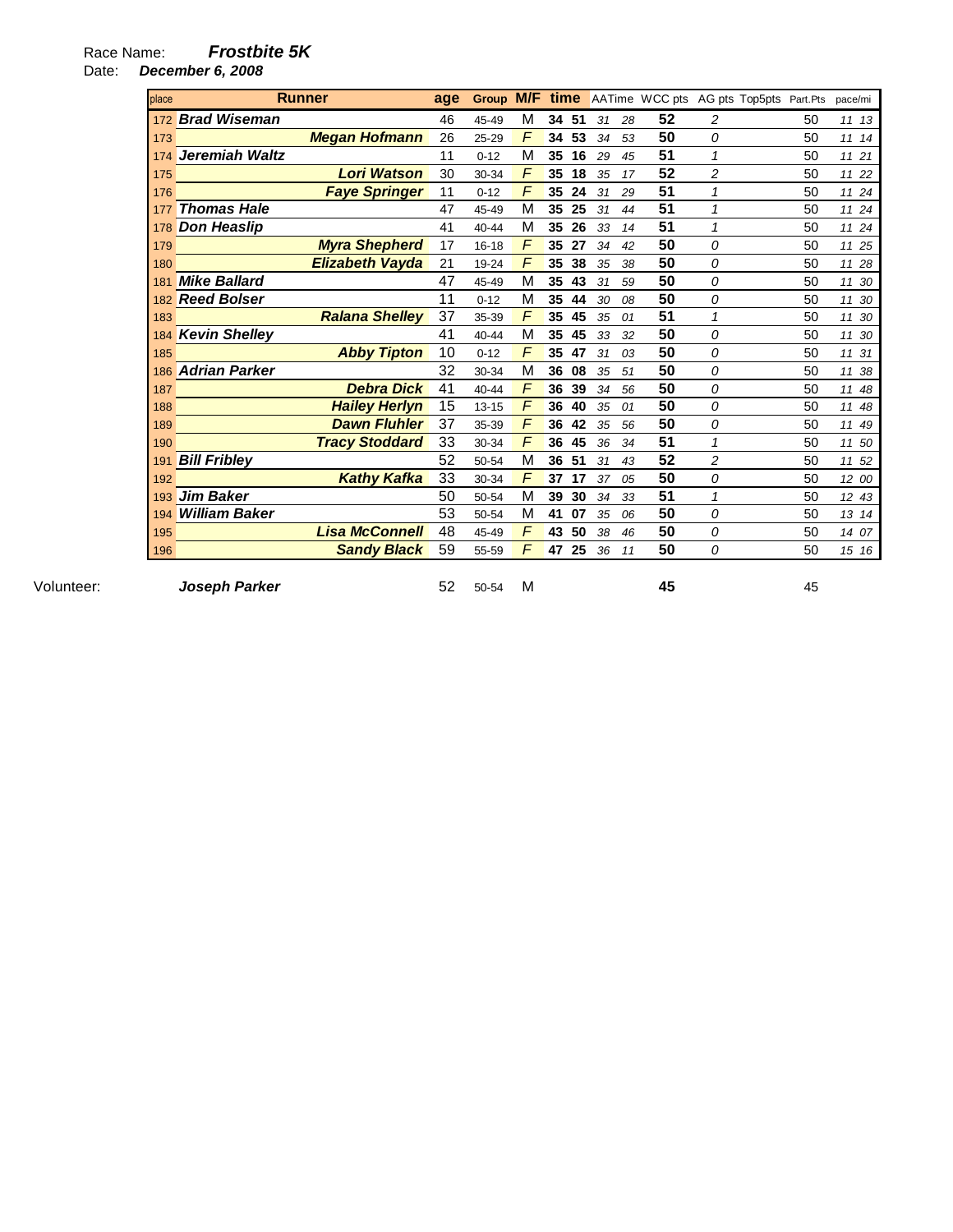Race Name: ***Frostbite 5K***
Date: ***December 6, 2008***

| place | Runner | age | Group | M/F | time | | AATime | | WCC pts | AG pts | Top5pts | Part.Pts | pace/mi |
|---|---|---|---|---|---|---|---|---|---|---|---|---|---|
| 172 | **Brad Wiseman** | 46 | 45-49 | M | 34 | 51 | 31 | 28 | 52 | 2 | | 50 | 11 13 |
| 173 | **Megan Hofmann** | 26 | 25-29 | F | 34 | 53 | 34 | 53 | 50 | 0 | | 50 | 11 14 |
| 174 | **Jeremiah Waltz** | 11 | 0-12 | M | 35 | 16 | 29 | 45 | 51 | 1 | | 50 | 11 21 |
| 175 | **Lori Watson** | 30 | 30-34 | F | 35 | 18 | 35 | 17 | 52 | 2 | | 50 | 11 22 |
| 176 | **Faye Springer** | 11 | 0-12 | F | 35 | 24 | 31 | 29 | 51 | 1 | | 50 | 11 24 |
| 177 | **Thomas Hale** | 47 | 45-49 | M | 35 | 25 | 31 | 44 | 51 | 1 | | 50 | 11 24 |
| 178 | **Don Heaslip** | 41 | 40-44 | M | 35 | 26 | 33 | 14 | 51 | 1 | | 50 | 11 24 |
| 179 | **Myra Shepherd** | 17 | 16-18 | F | 35 | 27 | 34 | 42 | 50 | 0 | | 50 | 11 25 |
| 180 | **Elizabeth Vayda** | 21 | 19-24 | F | 35 | 38 | 35 | 38 | 50 | 0 | | 50 | 11 28 |
| 181 | **Mike Ballard** | 47 | 45-49 | M | 35 | 43 | 31 | 59 | 50 | 0 | | 50 | 11 30 |
| 182 | **Reed Bolser** | 11 | 0-12 | M | 35 | 44 | 30 | 08 | 50 | 0 | | 50 | 11 30 |
| 183 | **Ralana Shelley** | 37 | 35-39 | F | 35 | 45 | 35 | 01 | 51 | 1 | | 50 | 11 30 |
| 184 | **Kevin Shelley** | 41 | 40-44 | M | 35 | 45 | 33 | 32 | 50 | 0 | | 50 | 11 30 |
| 185 | **Abby Tipton** | 10 | 0-12 | F | 35 | 47 | 31 | 03 | 50 | 0 | | 50 | 11 31 |
| 186 | **Adrian Parker** | 32 | 30-34 | M | 36 | 08 | 35 | 51 | 50 | 0 | | 50 | 11 38 |
| 187 | **Debra Dick** | 41 | 40-44 | F | 36 | 39 | 34 | 56 | 50 | 0 | | 50 | 11 48 |
| 188 | **Hailey Herlyn** | 15 | 13-15 | F | 36 | 40 | 35 | 01 | 50 | 0 | | 50 | 11 48 |
| 189 | **Dawn Fluhler** | 37 | 35-39 | F | 36 | 42 | 35 | 56 | 50 | 0 | | 50 | 11 49 |
| 190 | **Tracy Stoddard** | 33 | 30-34 | F | 36 | 45 | 36 | 34 | 51 | 1 | | 50 | 11 50 |
| 191 | **Bill Fribley** | 52 | 50-54 | M | 36 | 51 | 31 | 43 | 52 | 2 | | 50 | 11 52 |
| 192 | **Kathy Kafka** | 33 | 30-34 | F | 37 | 17 | 37 | 05 | 50 | 0 | | 50 | 12 00 |
| 193 | **Jim Baker** | 50 | 50-54 | M | 39 | 30 | 34 | 33 | 51 | 1 | | 50 | 12 43 |
| 194 | **William Baker** | 53 | 50-54 | M | 41 | 07 | 35 | 06 | 50 | 0 | | 50 | 13 14 |
| 195 | **Lisa McConnell** | 48 | 45-49 | F | 43 | 50 | 38 | 46 | 50 | 0 | | 50 | 14 07 |
| 196 | **Sandy Black** | 59 | 55-59 | F | 47 | 25 | 36 | 11 | 50 | 0 | | 50 | 15 16 |

| | | | | | | |
|---|---|---|---|---|---|---|
| Volunteer: | ***Joseph Parker*** | 52 | 50-54 | M | 45 | 45 |